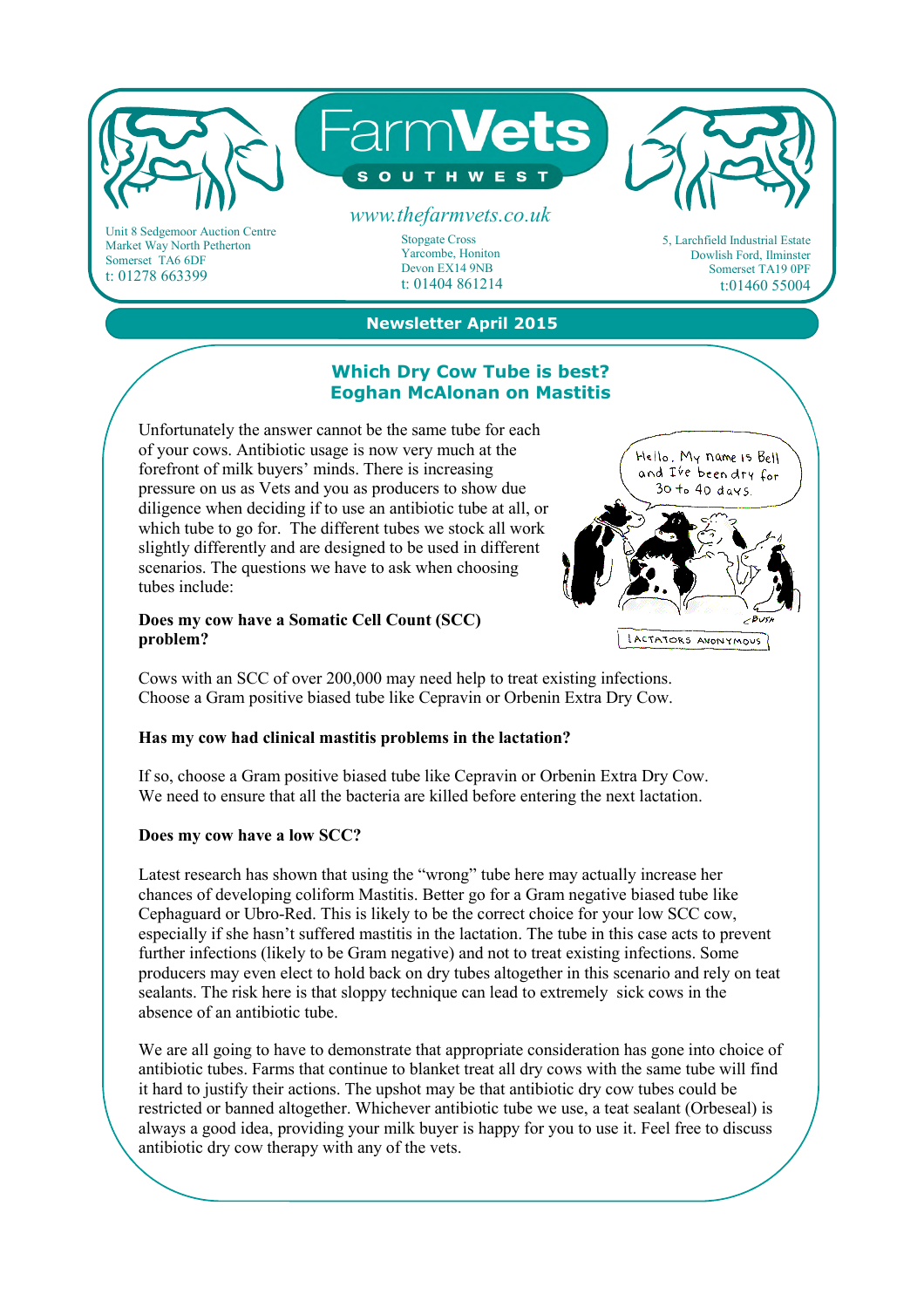# FarmVets SOUTHWEST

www.thefarmvets.co.uk

Unit 8 Sedgemoor Auction Centre
Market Way North Petherton
Somerset TA6 6DF
t: 01278 663399

Stopgate Cross
Yarcombe, Honiton
Devon EX14 9NB
t: 01404 861214

5, Larchfield Industrial Estate
Dowlish Ford, Ilminster
Somerset TA19 0PF
t:01460 55004

**Newsletter April 2015**

## Which Dry Cow Tube is best?
## Eoghan McAlonan on Mastitis

Unfortunately the answer cannot be the same tube for each of your cows. Antibiotic usage is now very much at the forefront of milk buyers' minds. There is increasing pressure on us as Vets and you as producers to show due diligence when deciding if to use an antibiotic tube at all, or which tube to go for. The different tubes we stock all work slightly differently and are designed to be used in different scenarios. The questions we have to ask when choosing tubes include:

**Does my cow have a Somatic Cell Count (SCC) problem?**

Cows with an SCC of over 200,000 may need help to treat existing infections. Choose a Gram positive biased tube like Cepravin or Orbenin Extra Dry Cow.

**Has my cow had clinical mastitis problems in the lactation?**

If so, choose a Gram positive biased tube like Cepravin or Orbenin Extra Dry Cow. We need to ensure that all the bacteria are killed before entering the next lactation.

**Does my cow have a low SCC?**

Latest research has shown that using the "wrong" tube here may actually increase her chances of developing coliform Mastitis. Better go for a Gram negative biased tube like Cephaguard or Ubro-Red. This is likely to be the correct choice for your low SCC cow, especially if she hasn't suffered mastitis in the lactation. The tube in this case acts to prevent further infections (likely to be Gram negative) and not to treat existing infections. Some producers may even elect to hold back on dry tubes altogether in this scenario and rely on teat sealants. The risk here is that sloppy technique can lead to extremely sick cows in the absence of an antibiotic tube.

We are all going to have to demonstrate that appropriate consideration has gone into choice of antibiotic tubes. Farms that continue to blanket treat all dry cows with the same tube will find it hard to justify their actions. The upshot may be that antibiotic dry cow tubes could be restricted or banned altogether. Whichever antibiotic tube we use, a teat sealant (Orbeseal) is always a good idea, providing your milk buyer is happy for you to use it. Feel free to discuss antibiotic dry cow therapy with any of the vets.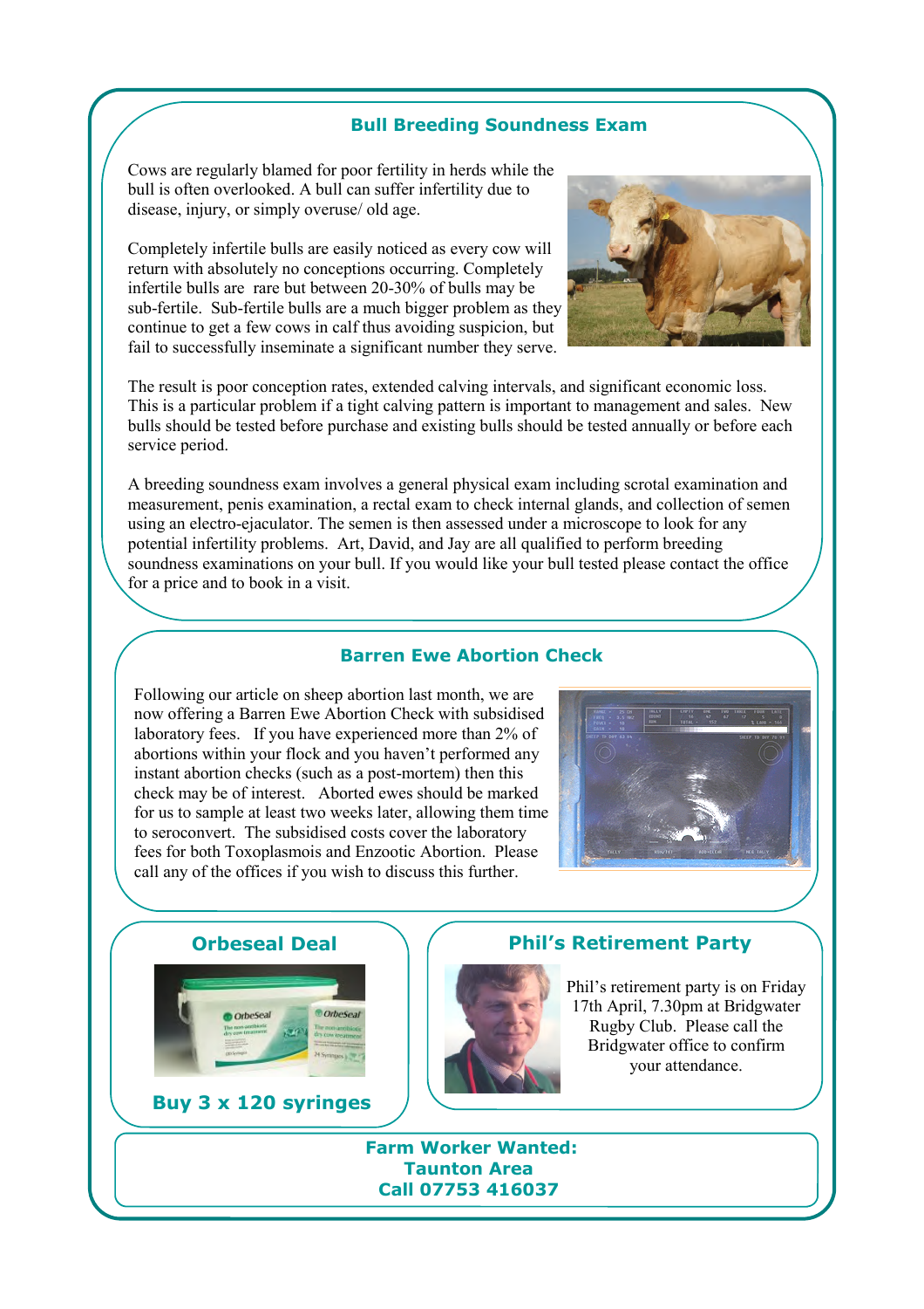## Bull Breeding Soundness Exam

Cows are regularly blamed for poor fertility in herds while the bull is often overlooked. A bull can suffer infertility due to disease, injury, or simply overuse/ old age.

Completely infertile bulls are easily noticed as every cow will return with absolutely no conceptions occurring. Completely infertile bulls are rare but between 20-30% of bulls may be sub-fertile. Sub-fertile bulls are a much bigger problem as they continue to get a few cows in calf thus avoiding suspicion, but fail to successfully inseminate a significant number they serve.

The result is poor conception rates, extended calving intervals, and significant economic loss. This is a particular problem if a tight calving pattern is important to management and sales. New bulls should be tested before purchase and existing bulls should be tested annually or before each service period.

A breeding soundness exam involves a general physical exam including scrotal examination and measurement, penis examination, a rectal exam to check internal glands, and collection of semen using an electro-ejaculator. The semen is then assessed under a microscope to look for any potential infertility problems. Art, David, and Jay are all qualified to perform breeding soundness examinations on your bull. If you would like your bull tested please contact the office for a price and to book in a visit.

## Barren Ewe Abortion Check

Following our article on sheep abortion last month, we are now offering a Barren Ewe Abortion Check with subsidised laboratory fees. If you have experienced more than 2% of abortions within your flock and you haven't performed any instant abortion checks (such as a post-mortem) then this check may be of interest. Aborted ewes should be marked for us to sample at least two weeks later, allowing them time to seroconvert. The subsidised costs cover the laboratory fees for both Toxoplasmois and Enzootic Abortion. Please call any of the offices if you wish to discuss this further.

## Orbeseal Deal

**Buy 3 x 120 syringes**

## Phil's Retirement Party

Phil's retirement party is on Friday 17th April, 7.30pm at Bridgwater Rugby Club. Please call the Bridgwater office to confirm your attendance.

**Farm Worker Wanted:**
**Taunton Area**
**Call 07753 416037**